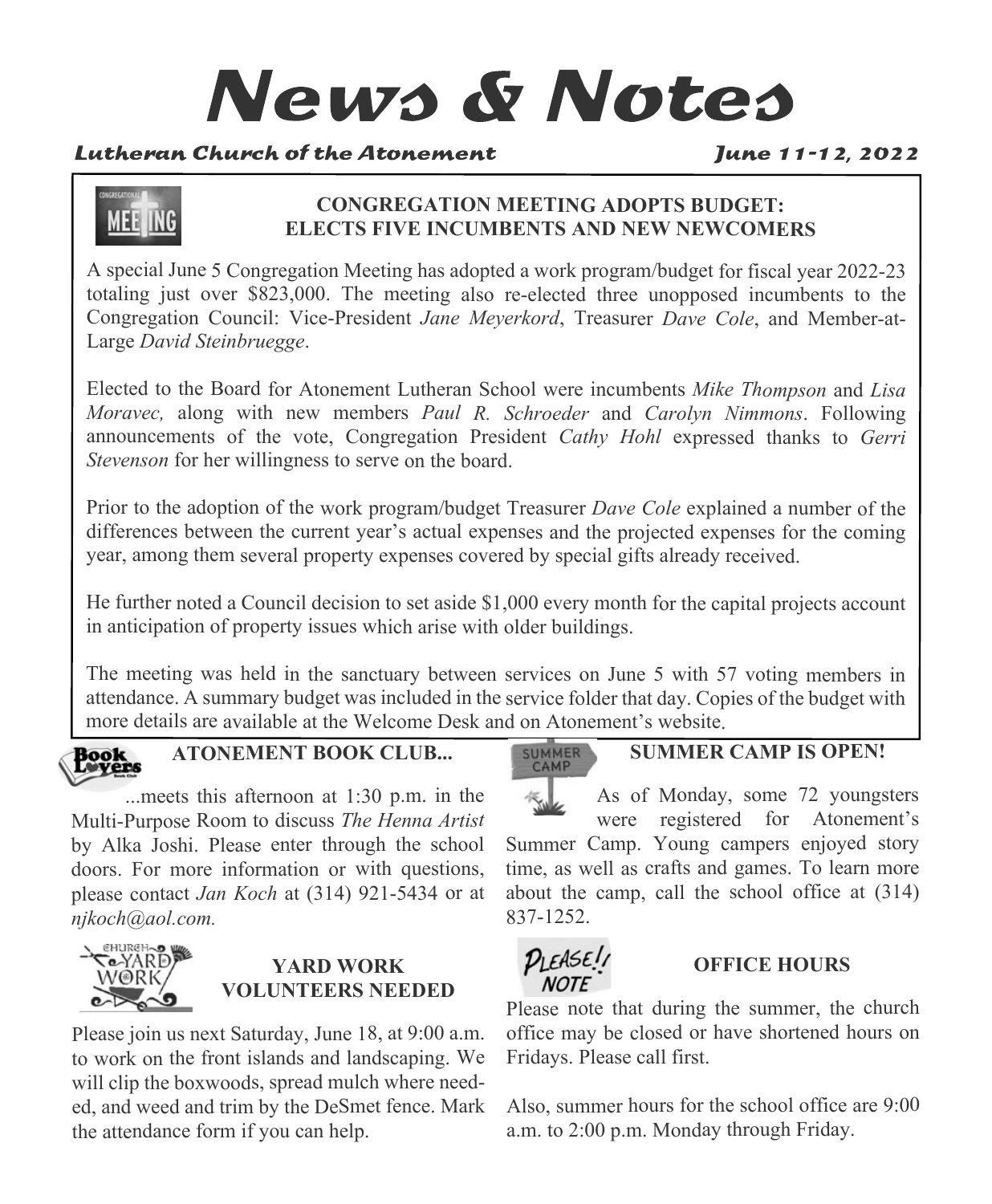# News & Notes

***Lutheran Church of the Atonement*** ***June 11-12, 2022***

## CONGREGATION MEETING ADOPTS BUDGET: ELECTS FIVE INCUMBENTS AND NEW NEWCOMERS

A special June 5 Congregation Meeting has adopted a work program/budget for fiscal year 2022-23 totaling just over $823,000. The meeting also re-elected three unopposed incumbents to the Congregation Council: Vice-President *Jane Meyerkord*, Treasurer *Dave Cole*, and Member-at-Large *David Steinbruegge*.

Elected to the Board for Atonement Lutheran School were incumbents *Mike Thompson* and *Lisa Moravec,* along with new members *Paul R. Schroeder* and *Carolyn Nimmons*. Following announcements of the vote, Congregation President *Cathy Hohl* expressed thanks to *Gerri Stevenson* for her willingness to serve on the board.

Prior to the adoption of the work program/budget Treasurer *Dave Cole* explained a number of the differences between the current year's actual expenses and the projected expenses for the coming year, among them several property expenses covered by special gifts already received.

He further noted a Council decision to set aside $1,000 every month for the capital projects account in anticipation of property issues which arise with older buildings.

The meeting was held in the sanctuary between services on June 5 with 57 voting members in attendance. A summary budget was included in the service folder that day. Copies of the budget with more details are available at the Welcome Desk and on Atonement's website.

## ATONEMENT BOOK CLUB...

...meets this afternoon at 1:30 p.m. in the Multi-Purpose Room to discuss *The Henna Artist* by Alka Joshi. Please enter through the school doors. For more information or with questions, please contact *Jan Koch* at (314) 921-5434 or at *njkoch@aol.com.*

## YARD WORK VOLUNTEERS NEEDED

Please join us next Saturday, June 18, at 9:00 a.m. to work on the front islands and landscaping. We will clip the boxwoods, spread mulch where needed, and weed and trim by the DeSmet fence. Mark the attendance form if you can help.

## SUMMER CAMP IS OPEN!

As of Monday, some 72 youngsters were registered for Atonement's Summer Camp. Young campers enjoyed story time, as well as crafts and games. To learn more about the camp, call the school office at (314) 837-1252.

## OFFICE HOURS

Please note that during the summer, the church office may be closed or have shortened hours on Fridays. Please call first.

Also, summer hours for the school office are 9:00 a.m. to 2:00 p.m. Monday through Friday.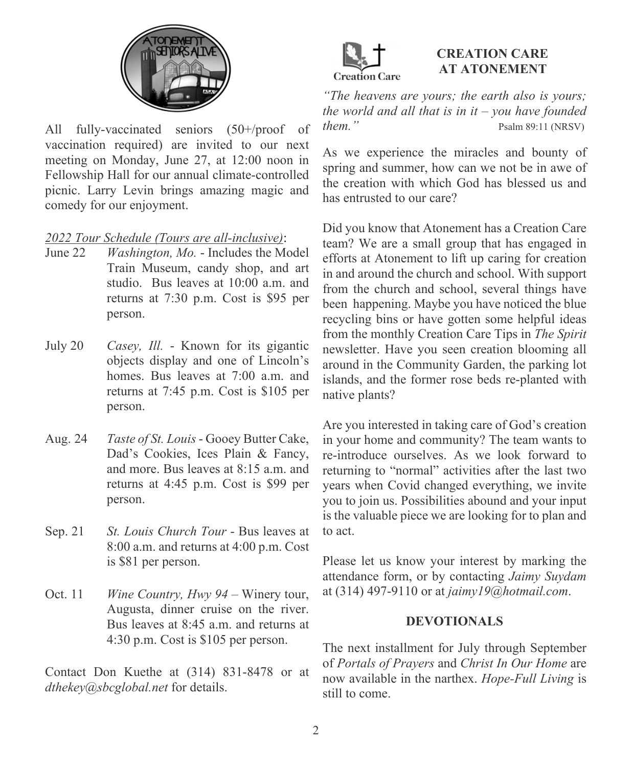All fully-vaccinated seniors (50+/proof of vaccination required) are invited to our next meeting on Monday, June 27, at 12:00 noon in Fellowship Hall for our annual climate-controlled picnic. Larry Levin brings amazing magic and comedy for our enjoyment.

<u>*2022 Tour Schedule (Tours are all-inclusive)*</u>:

- June 22 — *Washington, Mo.* - Includes the Model Train Museum, candy shop, and art studio. Bus leaves at 10:00 a.m. and returns at 7:30 p.m. Cost is $95 per person.
- July 20 — *Casey, Ill.* - Known for its gigantic objects display and one of Lincoln's homes. Bus leaves at 7:00 a.m. and returns at 7:45 p.m. Cost is $105 per person.
- Aug. 24 — *Taste of St. Louis* - Gooey Butter Cake, Dad's Cookies, Ices Plain & Fancy, and more. Bus leaves at 8:15 a.m. and returns at 4:45 p.m. Cost is $99 per person.
- Sep. 21 — *St. Louis Church Tour* - Bus leaves at 8:00 a.m. and returns at 4:00 p.m. Cost is $81 per person.
- Oct. 11 — *Wine Country, Hwy 94* – Winery tour, Augusta, dinner cruise on the river. Bus leaves at 8:45 a.m. and returns at 4:30 p.m. Cost is $105 per person.

Contact Don Kuethe at (314) 831-8478 or at *dthekey@sbcglobal.net* for details.

## CREATION CARE AT ATONEMENT

*"The heavens are yours; the earth also is yours; the world and all that is in it – you have founded them."* Psalm 89:11 (NRSV)

As we experience the miracles and bounty of spring and summer, how can we not be in awe of the creation with which God has blessed us and has entrusted to our care?

Did you know that Atonement has a Creation Care team? We are a small group that has engaged in efforts at Atonement to lift up caring for creation in and around the church and school. With support from the church and school, several things have been happening. Maybe you have noticed the blue recycling bins or have gotten some helpful ideas from the monthly Creation Care Tips in *The Spirit* newsletter. Have you seen creation blooming all around in the Community Garden, the parking lot islands, and the former rose beds re-planted with native plants?

Are you interested in taking care of God's creation in your home and community? The team wants to re-introduce ourselves. As we look forward to returning to "normal" activities after the last two years when Covid changed everything, we invite you to join us. Possibilities abound and your input is the valuable piece we are looking for to plan and to act.

Please let us know your interest by marking the attendance form, or by contacting *Jaimy Suydam* at (314) 497-9110 or at *jaimy19@hotmail.com*.

## DEVOTIONALS

The next installment for July through September of *Portals of Prayers* and *Christ In Our Home* are now available in the narthex. *Hope-Full Living* is still to come.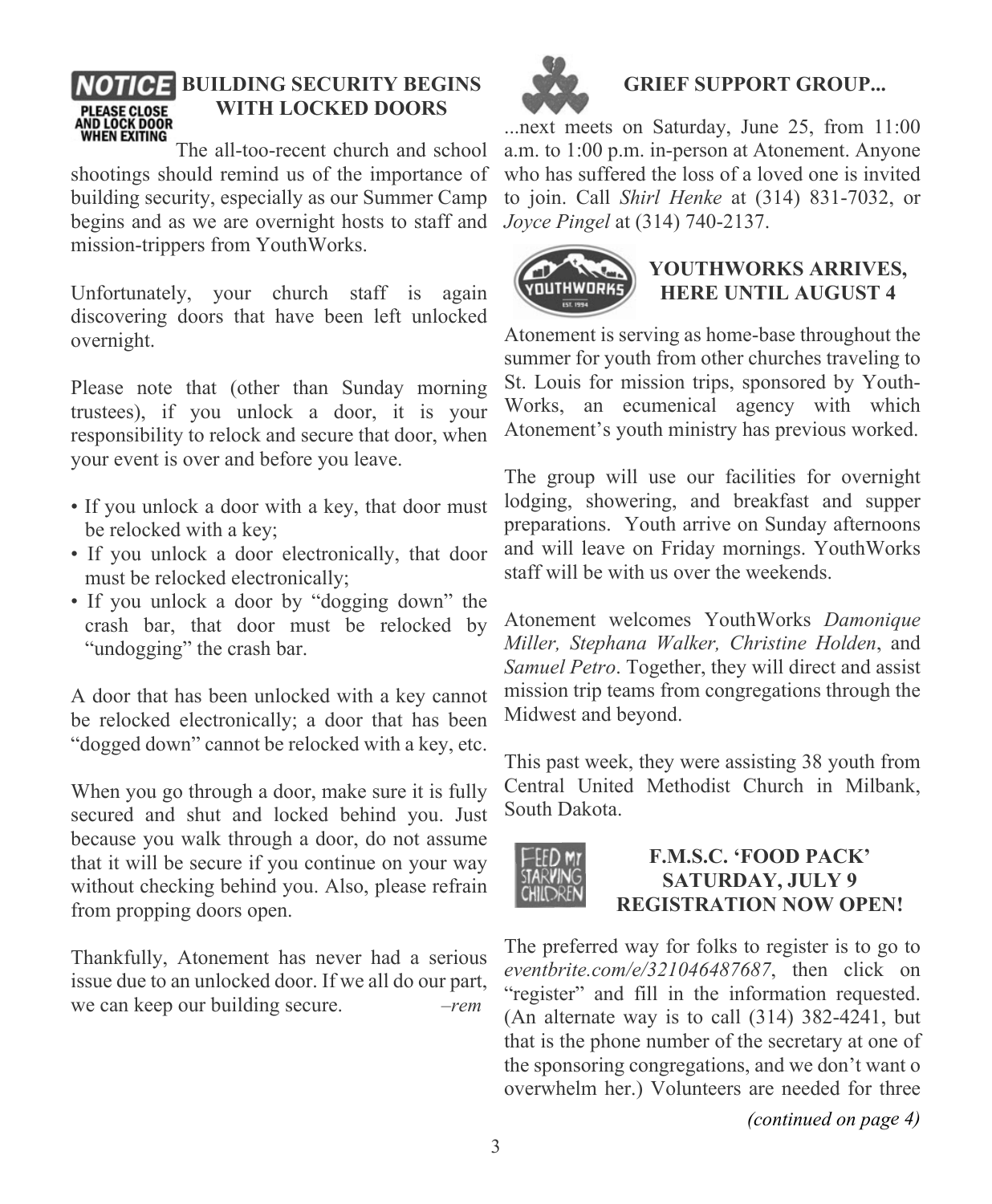## BUILDING SECURITY BEGINS WITH LOCKED DOORS

NOTICE PLEASE CLOSE AND LOCK DOOR WHEN EXITING

The all-too-recent church and school shootings should remind us of the importance of building security, especially as our Summer Camp begins and as we are overnight hosts to staff and mission-trippers from YouthWorks.

Unfortunately, your church staff is again discovering doors that have been left unlocked overnight.

Please note that (other than Sunday morning trustees), if you unlock a door, it is your responsibility to relock and secure that door, when your event is over and before you leave.

- If you unlock a door with a key, that door must be relocked with a key;
- If you unlock a door electronically, that door must be relocked electronically;
- If you unlock a door by "dogging down" the crash bar, that door must be relocked by "undogging" the crash bar.

A door that has been unlocked with a key cannot be relocked electronically; a door that has been "dogged down" cannot be relocked with a key, etc.

When you go through a door, make sure it is fully secured and shut and locked behind you. Just because you walk through a door, do not assume that it will be secure if you continue on your way without checking behind you. Also, please refrain from propping doors open.

Thankfully, Atonement has never had a serious issue due to an unlocked door. If we all do our part, we can keep our building secure. *–rem*

## GRIEF SUPPORT GROUP...

...next meets on Saturday, June 25, from 11:00 a.m. to 1:00 p.m. in-person at Atonement. Anyone who has suffered the loss of a loved one is invited to join. Call *Shirl Henke* at (314) 831-7032, or *Joyce Pingel* at (314) 740-2137.

## YOUTHWORKS ARRIVES, HERE UNTIL AUGUST 4

Atonement is serving as home-base throughout the summer for youth from other churches traveling to St. Louis for mission trips, sponsored by Youth-Works, an ecumenical agency with which Atonement's youth ministry has previous worked.

The group will use our facilities for overnight lodging, showering, and breakfast and supper preparations. Youth arrive on Sunday afternoons and will leave on Friday mornings. YouthWorks staff will be with us over the weekends.

Atonement welcomes YouthWorks *Damonique Miller, Stephana Walker, Christine Holden*, and *Samuel Petro*. Together, they will direct and assist mission trip teams from congregations through the Midwest and beyond.

This past week, they were assisting 38 youth from Central United Methodist Church in Milbank, South Dakota.

## F.M.S.C. 'FOOD PACK' SATURDAY, JULY 9 REGISTRATION NOW OPEN!

The preferred way for folks to register is to go to *eventbrite.com/e/321046487687*, then click on "register" and fill in the information requested. (An alternate way is to call (314) 382-4241, but that is the phone number of the secretary at one of the sponsoring congregations, and we don't want o overwhelm her.) Volunteers are needed for three

*(continued on page 4)*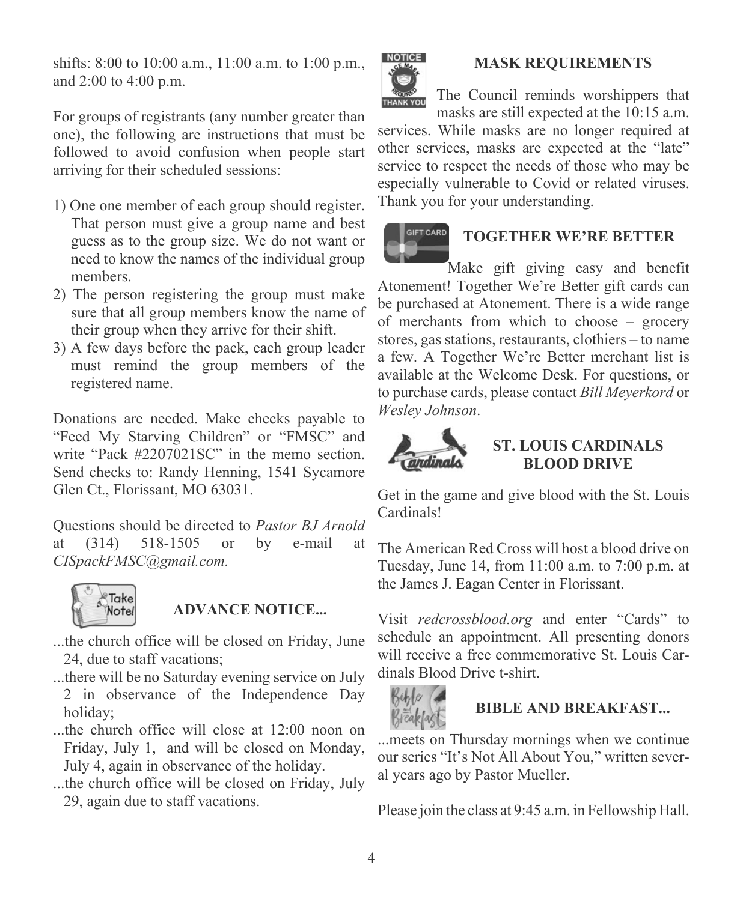shifts: 8:00 to 10:00 a.m., 11:00 a.m. to 1:00 p.m., and 2:00 to 4:00 p.m.

For groups of registrants (any number greater than one), the following are instructions that must be followed to avoid confusion when people start arriving for their scheduled sessions:

1) One one member of each group should register. That person must give a group name and best guess as to the group size. We do not want or need to know the names of the individual group members.
2) The person registering the group must make sure that all group members know the name of their group when they arrive for their shift.
3) A few days before the pack, each group leader must remind the group members of the registered name.

Donations are needed. Make checks payable to "Feed My Starving Children" or "FMSC" and write "Pack #2207021SC" in the memo section. Send checks to: Randy Henning, 1541 Sycamore Glen Ct., Florissant, MO 63031.

Questions should be directed to *Pastor BJ Arnold* at (314) 518-1505 or by e-mail at *CISpackFMSC@gmail.com.*

### ADVANCE NOTICE...

...the church office will be closed on Friday, June 24, due to staff vacations;

...there will be no Saturday evening service on July 2 in observance of the Independence Day holiday;

...the church office will close at 12:00 noon on Friday, July 1, and will be closed on Monday, July 4, again in observance of the holiday.

...the church office will be closed on Friday, July 29, again due to staff vacations.

### MASK REQUIREMENTS

The Council reminds worshippers that masks are still expected at the 10:15 a.m. services. While masks are no longer required at other services, masks are expected at the "late" service to respect the needs of those who may be especially vulnerable to Covid or related viruses. Thank you for your understanding.

### TOGETHER WE'RE BETTER

Make gift giving easy and benefit Atonement! Together We're Better gift cards can be purchased at Atonement. There is a wide range of merchants from which to choose – grocery stores, gas stations, restaurants, clothiers – to name a few. A Together We're Better merchant list is available at the Welcome Desk. For questions, or to purchase cards, please contact *Bill Meyerkord* or *Wesley Johnson*.

### ST. LOUIS CARDINALS BLOOD DRIVE

Get in the game and give blood with the St. Louis Cardinals!

The American Red Cross will host a blood drive on Tuesday, June 14, from 11:00 a.m. to 7:00 p.m. at the James J. Eagan Center in Florissant.

Visit *redcrossblood.org* and enter "Cards" to schedule an appointment. All presenting donors will receive a free commemorative St. Louis Cardinals Blood Drive t-shirt.

### BIBLE AND BREAKFAST...

...meets on Thursday mornings when we continue our series "It's Not All About You," written several years ago by Pastor Mueller.

Please join the class at 9:45 a.m. in Fellowship Hall.